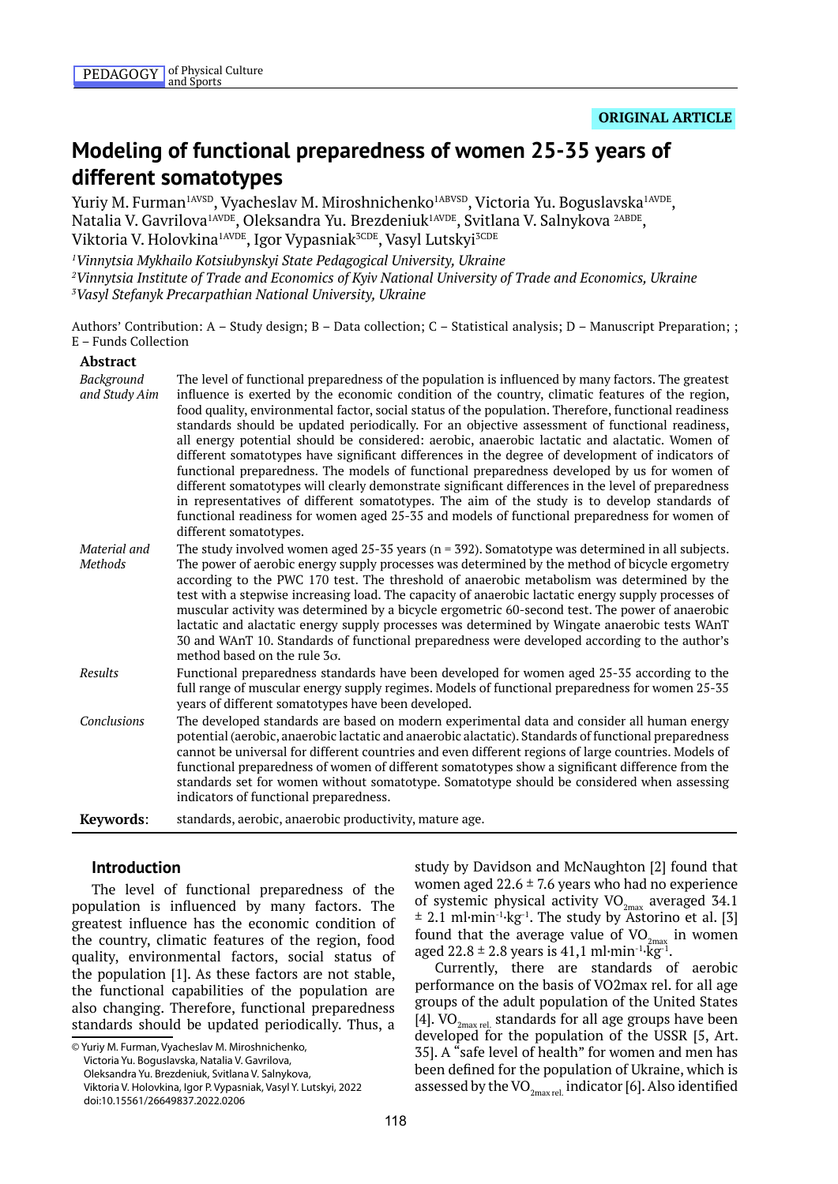ORIGINAL ARTICLE

# Modeling of functional preparedness of women 25-35 years of different somatotypes

Yuriy M. Furman[1AVSD], Vyacheslav M. Miroshnichenko[1ABVSD], Victoria Yu. Boguslavska[1AVDE], Natalia V. Gavrilova[1AVDE], Oleksandra Yu. Brezdeniuk[1AVDE], Svitlana V. Salnykova [2ABDE], Viktoria V. Holovkina[1AVDE], Igor Vypasniak[3CDE], Vasyl Lutskyi[3CDE]

*[1]Vinnytsia Mykhailo Kotsiubynskyi State Pedagogical University, Ukraine*
*[2]Vinnytsia Institute of Trade and Economics of Kyiv National University of Trade and Economics, Ukraine*
*[3]Vasyl Stefanyk Precarpathian National University, Ukraine*

Authors' Contribution: A – Study design; B – Data collection; C – Statistical analysis; D – Manuscript Preparation; ; E – Funds Collection

## Abstract

*Background and Study Aim*: The level of functional preparedness of the population is influenced by many factors. The greatest influence is exerted by the economic condition of the country, climatic features of the region, food quality, environmental factor, social status of the population. Therefore, functional readiness standards should be updated periodically. For an objective assessment of functional readiness, all energy potential should be considered: aerobic, anaerobic lactatic and alactatic. Women of different somatotypes have significant differences in the degree of development of indicators of functional preparedness. The models of functional preparedness developed by us for women of different somatotypes will clearly demonstrate significant differences in the level of preparedness in representatives of different somatotypes. The aim of the study is to develop standards of functional readiness for women aged 25-35 and models of functional preparedness for women of different somatotypes.

*Material and Methods*: The study involved women aged 25-35 years (n = 392). Somatotype was determined in all subjects. The power of aerobic energy supply processes was determined by the method of bicycle ergometry according to the PWC 170 test. The threshold of anaerobic metabolism was determined by the test with a stepwise increasing load. The capacity of anaerobic lactatic energy supply processes of muscular activity was determined by a bicycle ergometric 60-second test. The power of anaerobic lactatic and alactatic energy supply processes was determined by Wingate anaerobic tests WAnT 30 and WAnT 10. Standards of functional preparedness were developed according to the author's method based on the rule 3σ.

*Results*: Functional preparedness standards have been developed for women aged 25-35 according to the full range of muscular energy supply regimes. Models of functional preparedness for women 25-35 years of different somatotypes have been developed.

*Conclusions*: The developed standards are based on modern experimental data and consider all human energy potential (aerobic, anaerobic lactatic and anaerobic alactatic). Standards of functional preparedness cannot be universal for different countries and even different regions of large countries. Models of functional preparedness of women of different somatotypes show a significant difference from the standards set for women without somatotype. Somatotype should be considered when assessing indicators of functional preparedness.

**Keywords**: standards, aerobic, anaerobic productivity, mature age.

## Introduction

The level of functional preparedness of the population is influenced by many factors. The greatest influence has the economic condition of the country, climatic features of the region, food quality, environmental factors, social status of the population [1]. As these factors are not stable, the functional capabilities of the population are also changing. Therefore, functional preparedness standards should be updated periodically. Thus, a study by Davidson and McNaughton [2] found that women aged 22.6 ± 7.6 years who had no experience of systemic physical activity $VO_{2max}$ averaged 34.1 ± 2.1 $ml \cdot min^{-1} \cdot kg^{-1}$. The study by Astorino et al. [3] found that the average value of $VO_{2max}$ in women aged 22.8 ± 2.8 years is 41,1 $ml \cdot min^{-1} \cdot kg^{-1}$.

Currently, there are standards of aerobic performance on the basis of VO2max rel. for all age groups of the adult population of the United States [4]. $VO_{2max\ rel.}$ standards for all age groups have been developed for the population of the USSR [5, Art. 35]. A "safe level of health" for women and men has been defined for the population of Ukraine, which is assessed by the $VO_{2max\ rel.}$ indicator [6]. Also identified

© Yuriy M. Furman, Vyacheslav M. Miroshnichenko, Victoria Yu. Boguslavska, Natalia V. Gavrilova, Oleksandra Yu. Brezdeniuk, Svitlana V. Salnykova, Viktoria V. Holovkina, Igor P. Vypasniak, Vasyl Y. Lutskyi, 2022
doi:10.15561/26649837.2022.0206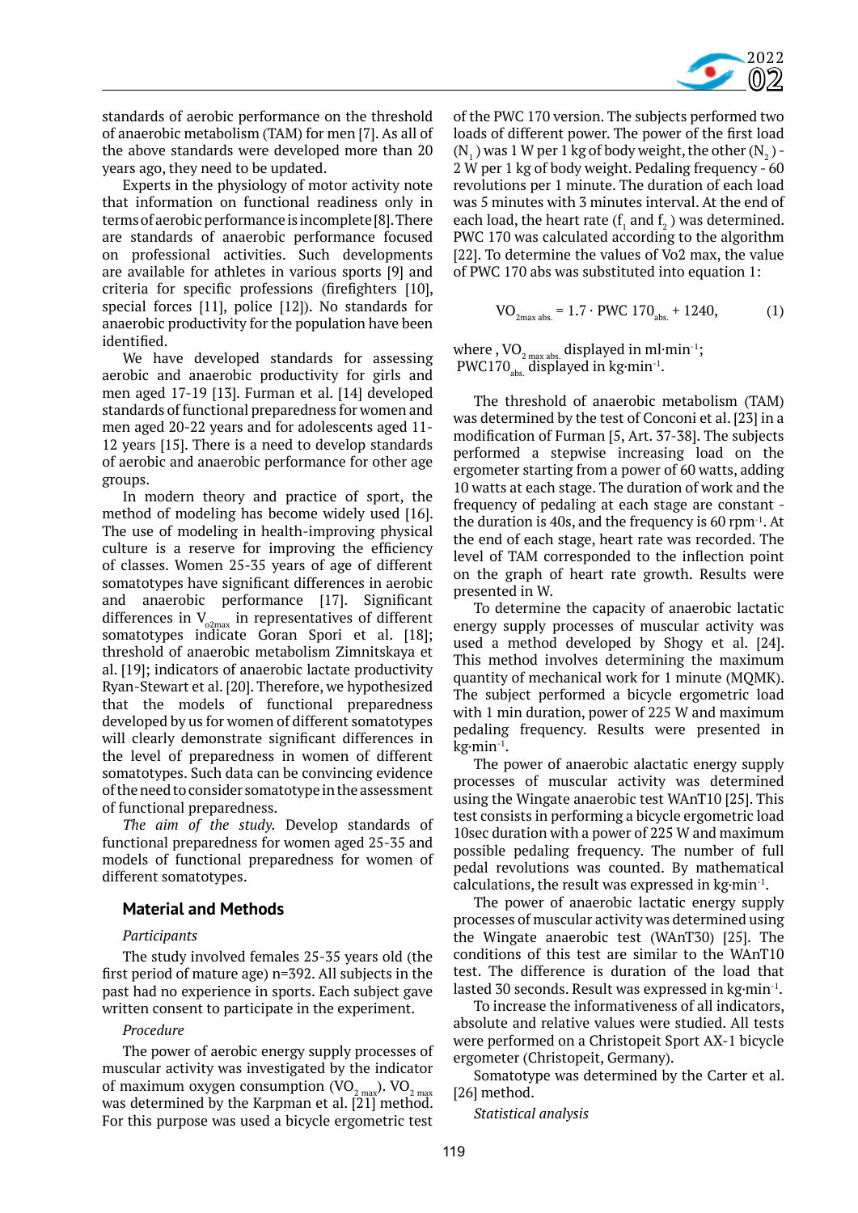standards of aerobic performance on the threshold of anaerobic metabolism (TAM) for men [7]. As all of the above standards were developed more than 20 years ago, they need to be updated.

Experts in the physiology of motor activity note that information on functional readiness only in terms of aerobic performance is incomplete [8]. There are standards of anaerobic performance focused on professional activities. Such developments are available for athletes in various sports [9] and criteria for specific professions (firefighters [10], special forces [11], police [12]). No standards for anaerobic productivity for the population have been identified.

We have developed standards for assessing aerobic and anaerobic productivity for girls and men aged 17-19 [13]. Furman et al. [14] developed standards of functional preparedness for women and men aged 20-22 years and for adolescents aged 11-12 years [15]. There is a need to develop standards of aerobic and anaerobic performance for other age groups.

In modern theory and practice of sport, the method of modeling has become widely used [16]. The use of modeling in health-improving physical culture is a reserve for improving the efficiency of classes. Women 25-35 years of age of different somatotypes have significant differences in aerobic and anaerobic performance [17]. Significant differences in $V_{o2max}$ in representatives of different somatotypes indicate Goran Spori et al. [18]; threshold of anaerobic metabolism Zimnitskaya et al. [19]; indicators of anaerobic lactate productivity Ryan-Stewart et al. [20]. Therefore, we hypothesized that the models of functional preparedness developed by us for women of different somatotypes will clearly demonstrate significant differences in the level of preparedness in women of different somatotypes. Such data can be convincing evidence of the need to consider somatotype in the assessment of functional preparedness.

*The aim of the study.* Develop standards of functional preparedness for women aged 25-35 and models of functional preparedness for women of different somatotypes.

## Material and Methods

*Participants*

The study involved females 25-35 years old (the first period of mature age) n=392. All subjects in the past had no experience in sports. Each subject gave written consent to participate in the experiment.

*Procedure*

The power of aerobic energy supply processes of muscular activity was investigated by the indicator of maximum oxygen consumption ($VO_{2\ max}$). $VO_{2\ max}$ was determined by the Karpman et al. [21] method. For this purpose was used a bicycle ergometric test of the PWC 170 version. The subjects performed two loads of different power. The power of the first load ($N_1$) was 1 W per 1 kg of body weight, the other ($N_2$) - 2 W per 1 kg of body weight. Pedaling frequency - 60 revolutions per 1 minute. The duration of each load was 5 minutes with 3 minutes interval. At the end of each load, the heart rate ($f_1$ and $f_2$) was determined. PWC 170 was calculated according to the algorithm [22]. To determine the values of Vo2 max, the value of PWC 170 abs was substituted into equation 1:

$$VO_{2max\ abs.} = 1.7 \cdot PWC\ 170_{abs.} + 1240, \qquad (1)$$

where , $VO_{2\ max\ abs.}$ displayed in ml·min$^{-1}$;
$PWC170_{abs.}$ displayed in kg·min$^{-1}$.

The threshold of anaerobic metabolism (TAM) was determined by the test of Conconi et al. [23] in a modification of Furman [5, Art. 37-38]. The subjects performed a stepwise increasing load on the ergometer starting from a power of 60 watts, adding 10 watts at each stage. The duration of work and the frequency of pedaling at each stage are constant - the duration is 40s, and the frequency is 60 rpm$^{-1}$. At the end of each stage, heart rate was recorded. The level of TAM corresponded to the inflection point on the graph of heart rate growth. Results were presented in W.

To determine the capacity of anaerobic lactatic energy supply processes of muscular activity was used a method developed by Shogy et al. [24]. This method involves determining the maximum quantity of mechanical work for 1 minute (MQMK). The subject performed a bicycle ergometric load with 1 min duration, power of 225 W and maximum pedaling frequency. Results were presented in kg·min$^{-1}$.

The power of anaerobic alactatic energy supply processes of muscular activity was determined using the Wingate anaerobic test WAnT10 [25]. This test consists in performing a bicycle ergometric load 10sec duration with a power of 225 W and maximum possible pedaling frequency. The number of full pedal revolutions was counted. By mathematical calculations, the result was expressed in kg·min$^{-1}$.

The power of anaerobic lactatic energy supply processes of muscular activity was determined using the Wingate anaerobic test (WAnT30) [25]. The conditions of this test are similar to the WAnT10 test. The difference is duration of the load that lasted 30 seconds. Result was expressed in kg·min$^{-1}$.

To increase the informativeness of all indicators, absolute and relative values were studied. All tests were performed on a Christopeit Sport AX-1 bicycle ergometer (Christopeit, Germany).

Somatotype was determined by the Carter et al. [26] method.

*Statistical analysis*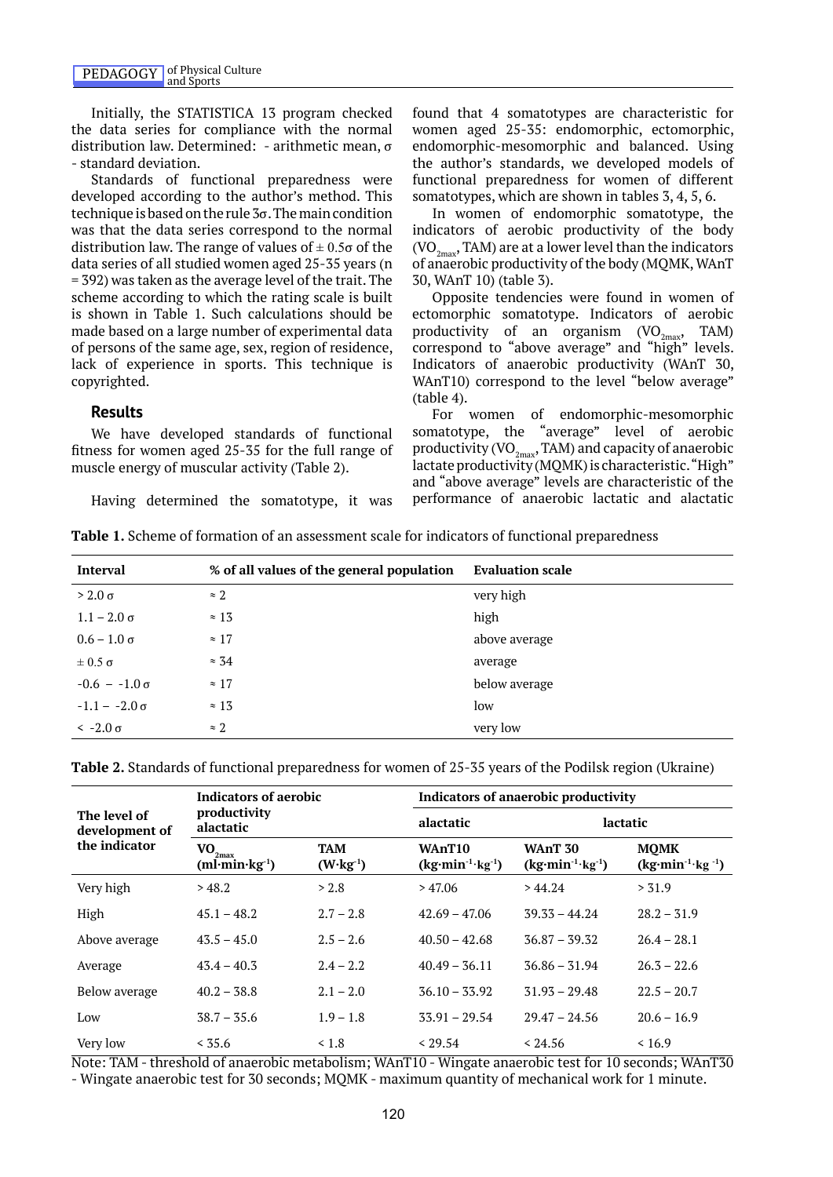Initially, the STATISTICA 13 program checked the data series for compliance with the normal distribution law. Determined: - arithmetic mean, σ - standard deviation.

Standards of functional preparedness were developed according to the author's method. This technique is based on the rule 3σ. The main condition was that the data series correspond to the normal distribution law. The range of values of ± 0.5σ of the data series of all studied women aged 25-35 years (n = 392) was taken as the average level of the trait. The scheme according to which the rating scale is built is shown in Table 1. Such calculations should be made based on a large number of experimental data of persons of the same age, sex, region of residence, lack of experience in sports. This technique is copyrighted.

## Results

We have developed standards of functional fitness for women aged 25-35 for the full range of muscle energy of muscular activity (Table 2).

Having determined the somatotype, it was found that 4 somatotypes are characteristic for women aged 25-35: endomorphic, ectomorphic, endomorphic-mesomorphic and balanced. Using the author's standards, we developed models of functional preparedness for women of different somatotypes, which are shown in tables 3, 4, 5, 6.

In women of endomorphic somatotype, the indicators of aerobic productivity of the body ($VO_{2max}$, TAM) are at a lower level than the indicators of anaerobic productivity of the body (MQMK, WAnT 30, WAnT 10) (table 3).

Opposite tendencies were found in women of ectomorphic somatotype. Indicators of aerobic productivity of an organism ($VO_{2max}$, TAM) correspond to "above average" and "high" levels. Indicators of anaerobic productivity (WAnT 30, WAnT10) correspond to the level "below average" (table 4).

For women of endomorphic-mesomorphic somatotype, the "average" level of aerobic productivity ($VO_{2max}$, TAM) and capacity of anaerobic lactate productivity (MQMK) is characteristic. "High" and "above average" levels are characteristic of the performance of anaerobic lactatic and alactatic

**Table 1.** Scheme of formation of an assessment scale for indicators of functional preparedness

| Interval | % of all values of the general population | Evaluation scale |
|---|---|---|
| > 2.0 σ | ≈ 2 | very high |
| 1.1 – 2.0 σ | ≈ 13 | high |
| 0.6 – 1.0 σ | ≈ 17 | above average |
| ± 0.5 σ | ≈ 34 | average |
| -0.6 – -1.0 σ | ≈ 17 | below average |
| -1.1 – -2.0 σ | ≈ 13 | low |
| < -2.0 σ | ≈ 2 | very low |

**Table 2.** Standards of functional preparedness for women of 25-35 years of the Podilsk region (Ukraine)

| The level of development of the indicator | Indicators of aerobic productivity alactatic | | Indicators of anaerobic productivity | | |
|---|---|---|---|---|---|
| | | | alactatic | lactatic | |
| | $VO_{2max}$ (ml·min·kg$^{-1}$) | TAM (W·kg$^{-1}$) | WAnT10 (kg·min$^{-1}$·kg$^{-1}$) | WAnT 30 (kg·min$^{-1}$·kg$^{-1}$) | MQMK (kg·min$^{-1}$·kg$^{-1}$) |
| Very high | > 48.2 | > 2.8 | > 47.06 | > 44.24 | > 31.9 |
| High | 45.1 – 48.2 | 2.7 – 2.8 | 42.69 – 47.06 | 39.33 – 44.24 | 28.2 – 31.9 |
| Above average | 43.5 – 45.0 | 2.5 – 2.6 | 40.50 – 42.68 | 36.87 – 39.32 | 26.4 – 28.1 |
| Average | 43.4 – 40.3 | 2.4 – 2.2 | 40.49 – 36.11 | 36.86 – 31.94 | 26.3 – 22.6 |
| Below average | 40.2 – 38.8 | 2.1 – 2.0 | 36.10 – 33.92 | 31.93 – 29.48 | 22.5 – 20.7 |
| Low | 38.7 – 35.6 | 1.9 – 1.8 | 33.91 – 29.54 | 29.47 – 24.56 | 20.6 – 16.9 |
| Very low | < 35.6 | < 1.8 | < 29.54 | < 24.56 | < 16.9 |

Note: TAM - threshold of anaerobic metabolism; WAnT10 - Wingate anaerobic test for 10 seconds; WAnT30 - Wingate anaerobic test for 30 seconds; MQMK - maximum quantity of mechanical work for 1 minute.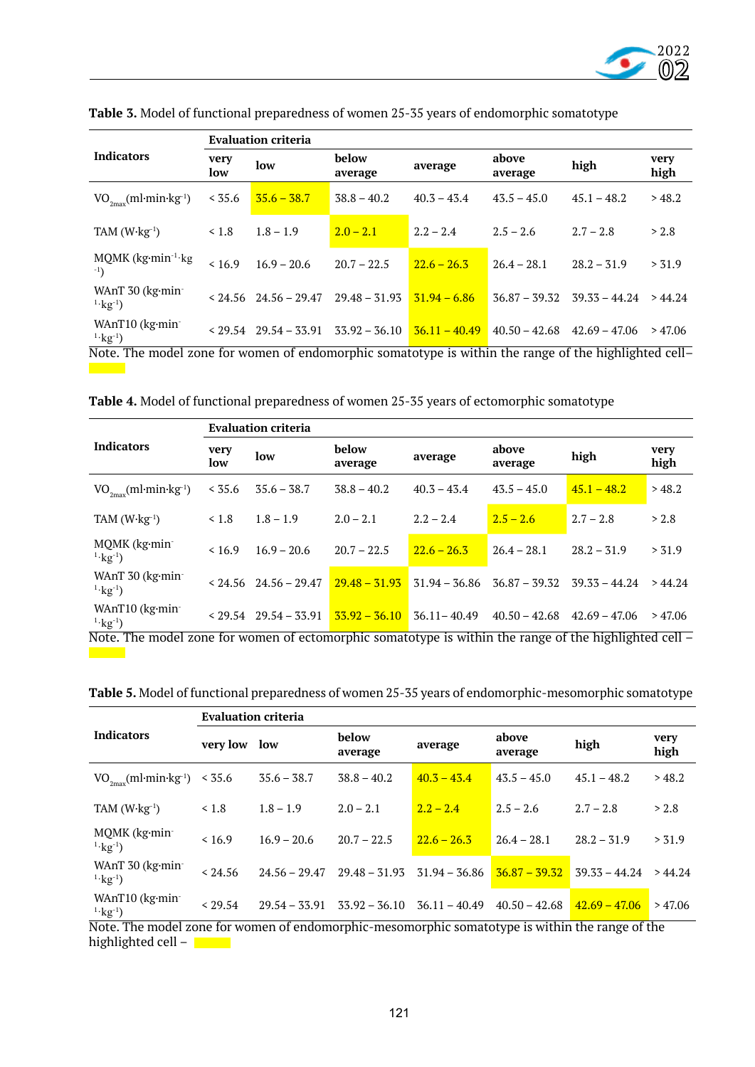**Table 3.** Model of functional preparedness of women 25-35 years of endomorphic somatotype

| Indicators | Evaluation criteria | | | | | | |
|---|---|---|---|---|---|---|---|
| | very low | low | below average | average | above average | high | very high |
| $VO_{2max}$(ml·min·kg$^{-1}$) | < 35.6 | 35.6 – 38.7 | 38.8 – 40.2 | 40.3 – 43.4 | 43.5 – 45.0 | 45.1 – 48.2 | > 48.2 |
| TAM (W·kg$^{-1}$) | < 1.8 | 1.8 – 1.9 | 2.0 – 2.1 | 2.2 – 2.4 | 2.5 – 2.6 | 2.7 – 2.8 | > 2.8 |
| MQMK (kg·min$^{-1}$·kg$^{-1}$) | < 16.9 | 16.9 – 20.6 | 20.7 – 22.5 | 22.6 – 26.3 | 26.4 – 28.1 | 28.2 – 31.9 | > 31.9 |
| WAnT 30 (kg·min$^{-1}$·kg$^{-1}$) | < 24.56 | 24.56 – 29.47 | 29.48 – 31.93 | 31.94 – 6.86 | 36.87 – 39.32 | 39.33 – 44.24 | > 44.24 |
| WAnT10 (kg·min$^{-1}$·kg$^{-1}$) | < 29.54 | 29.54 – 33.91 | 33.92 – 36.10 | 36.11 – 40.49 | 40.50 – 42.68 | 42.69 – 47.06 | > 47.06 |

Note. The model zone for women of endomorphic somatotype is within the range of the highlighted cell–

**Table 4.** Model of functional preparedness of women 25-35 years of ectomorphic somatotype

| Indicators | Evaluation criteria | | | | | | |
|---|---|---|---|---|---|---|---|
| | very low | low | below average | average | above average | high | very high |
| $VO_{2max}$(ml·min·kg$^{-1}$) | < 35.6 | 35.6 – 38.7 | 38.8 – 40.2 | 40.3 – 43.4 | 43.5 – 45.0 | 45.1 – 48.2 | > 48.2 |
| TAM (W·kg$^{-1}$) | < 1.8 | 1.8 – 1.9 | 2.0 – 2.1 | 2.2 – 2.4 | 2.5 – 2.6 | 2.7 – 2.8 | > 2.8 |
| MQMK (kg·min$^{-1}$·kg$^{-1}$) | < 16.9 | 16.9 – 20.6 | 20.7 – 22.5 | 22.6 – 26.3 | 26.4 – 28.1 | 28.2 – 31.9 | > 31.9 |
| WAnT 30 (kg·min$^{-1}$·kg$^{-1}$) | < 24.56 | 24.56 – 29.47 | 29.48 – 31.93 | 31.94 – 36.86 | 36.87 – 39.32 | 39.33 – 44.24 | > 44.24 |
| WAnT10 (kg·min$^{-1}$·kg$^{-1}$) | < 29.54 | 29.54 – 33.91 | 33.92 – 36.10 | 36.11– 40.49 | 40.50 – 42.68 | 42.69 – 47.06 | > 47.06 |

Note. The model zone for women of ectomorphic somatotype is within the range of the highlighted cell –

**Table 5.** Model of functional preparedness of women 25-35 years of endomorphic-mesomorphic somatotype

| Indicators | Evaluation criteria | | | | | | |
|---|---|---|---|---|---|---|---|
| | very low | low | below average | average | above average | high | very high |
| $VO_{2max}$(ml·min·kg$^{-1}$) | < 35.6 | 35.6 – 38.7 | 38.8 – 40.2 | 40.3 – 43.4 | 43.5 – 45.0 | 45.1 – 48.2 | > 48.2 |
| TAM (W·kg$^{-1}$) | < 1.8 | 1.8 – 1.9 | 2.0 – 2.1 | 2.2 – 2.4 | 2.5 – 2.6 | 2.7 – 2.8 | > 2.8 |
| MQMK (kg·min$^{-1}$·kg$^{-1}$) | < 16.9 | 16.9 – 20.6 | 20.7 – 22.5 | 22.6 – 26.3 | 26.4 – 28.1 | 28.2 – 31.9 | > 31.9 |
| WAnT 30 (kg·min$^{-1}$·kg$^{-1}$) | < 24.56 | 24.56 – 29.47 | 29.48 – 31.93 | 31.94 – 36.86 | 36.87 – 39.32 | 39.33 – 44.24 | > 44.24 |
| WAnT10 (kg·min$^{-1}$·kg$^{-1}$) | < 29.54 | 29.54 – 33.91 | 33.92 – 36.10 | 36.11 – 40.49 | 40.50 – 42.68 | 42.69 – 47.06 | > 47.06 |

Note. The model zone for women of endomorphic-mesomorphic somatotype is within the range of the highlighted cell –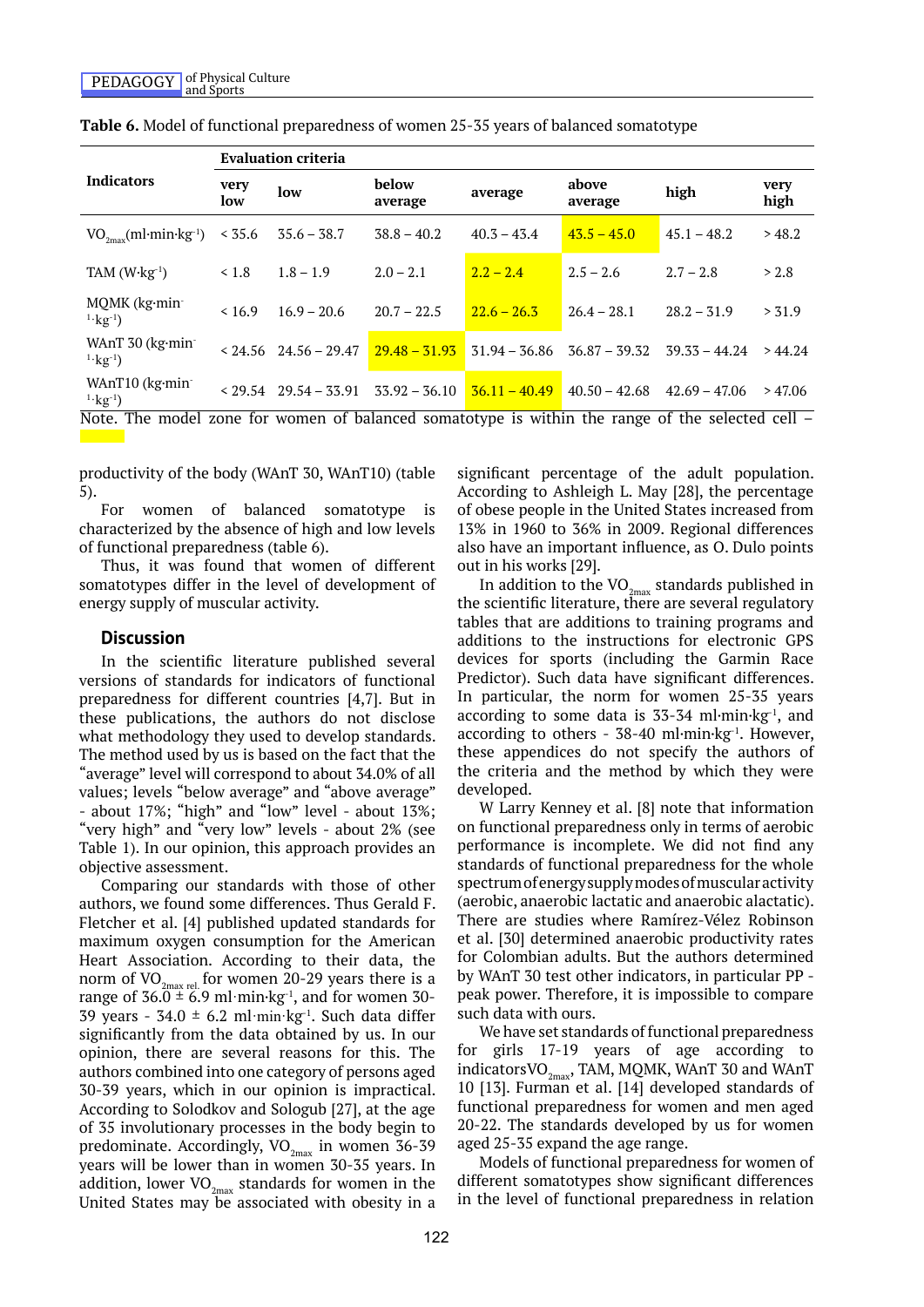**Table 6.** Model of functional preparedness of women 25-35 years of balanced somatotype

| Indicators | Evaluation criteria | | | | | | |
|---|---|---|---|---|---|---|---|
| | very low | low | below average | average | above average | high | very high |
| $VO_{2max}$(ml·min·kg$^{-1}$) | < 35.6 | 35.6 – 38.7 | 38.8 – 40.2 | 40.3 – 43.4 | 43.5 – 45.0 | 45.1 – 48.2 | > 48.2 |
| TAM (W·kg$^{-1}$) | < 1.8 | 1.8 – 1.9 | 2.0 – 2.1 | 2.2 – 2.4 | 2.5 – 2.6 | 2.7 – 2.8 | > 2.8 |
| MQMK (kg·min$^{-1}$·kg$^{-1}$) | < 16.9 | 16.9 – 20.6 | 20.7 – 22.5 | 22.6 – 26.3 | 26.4 – 28.1 | 28.2 – 31.9 | > 31.9 |
| WAnT 30 (kg·min$^{-1}$·kg$^{-1}$) | < 24.56 | 24.56 – 29.47 | 29.48 – 31.93 | 31.94 – 36.86 | 36.87 – 39.32 | 39.33 – 44.24 | > 44.24 |
| WAnT10 (kg·min$^{-1}$·kg$^{-1}$) | < 29.54 | 29.54 – 33.91 | 33.92 – 36.10 | 36.11 – 40.49 | 40.50 – 42.68 | 42.69 – 47.06 | > 47.06 |

Note. The model zone for women of balanced somatotype is within the range of the selected cell –

productivity of the body (WAnT 30, WAnT10) (table 5).

For women of balanced somatotype is characterized by the absence of high and low levels of functional preparedness (table 6).

Thus, it was found that women of different somatotypes differ in the level of development of energy supply of muscular activity.

## Discussion

In the scientific literature published several versions of standards for indicators of functional preparedness for different countries [4,7]. But in these publications, the authors do not disclose what methodology they used to develop standards. The method used by us is based on the fact that the "average" level will correspond to about 34.0% of all values; levels "below average" and "above average" - about 17%; "high" and "low" level - about 13%; "very high" and "very low" levels - about 2% (see Table 1). In our opinion, this approach provides an objective assessment.

Comparing our standards with those of other authors, we found some differences. Thus Gerald F. Fletcher et al. [4] published updated standards for maximum oxygen consumption for the American Heart Association. According to their data, the norm of $VO_{2max\ rel.}$ for women 20-29 years there is a range of 36.0 ± 6.9 ml·min·kg$^{-1}$, and for women 30-39 years - 34.0 ± 6.2 ml·min·kg$^{-1}$. Such data differ significantly from the data obtained by us. In our opinion, there are several reasons for this. The authors combined into one category of persons aged 30-39 years, which in our opinion is impractical. According to Solodkov and Sologub [27], at the age of 35 involutionary processes in the body begin to predominate. Accordingly, $VO_{2max}$ in women 36-39 years will be lower than in women 30-35 years. In addition, lower $VO_{2max}$ standards for women in the United States may be associated with obesity in a significant percentage of the adult population. According to Ashleigh L. May [28], the percentage of obese people in the United States increased from 13% in 1960 to 36% in 2009. Regional differences also have an important influence, as O. Dulo points out in his works [29].

In addition to the $VO_{2max}$ standards published in the scientific literature, there are several regulatory tables that are additions to training programs and additions to the instructions for electronic GPS devices for sports (including the Garmin Race Predictor). Such data have significant differences. In particular, the norm for women 25-35 years according to some data is 33-34 ml·min·kg$^{-1}$, and according to others - 38-40 ml·min·kg$^{-1}$. However, these appendices do not specify the authors of the criteria and the method by which they were developed.

W Larry Kenney et al. [8] note that information on functional preparedness only in terms of aerobic performance is incomplete. We did not find any standards of functional preparedness for the whole spectrum of energy supply modes of muscular activity (aerobic, anaerobic lactatic and anaerobic alactatic). There are studies where Ramírez-Vélez Robinson et al. [30] determined anaerobic productivity rates for Colombian adults. But the authors determined by WAnT 30 test other indicators, in particular PP - peak power. Therefore, it is impossible to compare such data with ours.

We have set standards of functional preparedness for girls 17-19 years of age according to indicators $VO_{2max}$, TAM, MQMK, WAnT 30 and WAnT 10 [13]. Furman et al. [14] developed standards of functional preparedness for women and men aged 20-22. The standards developed by us for women aged 25-35 expand the age range.

Models of functional preparedness for women of different somatotypes show significant differences in the level of functional preparedness in relation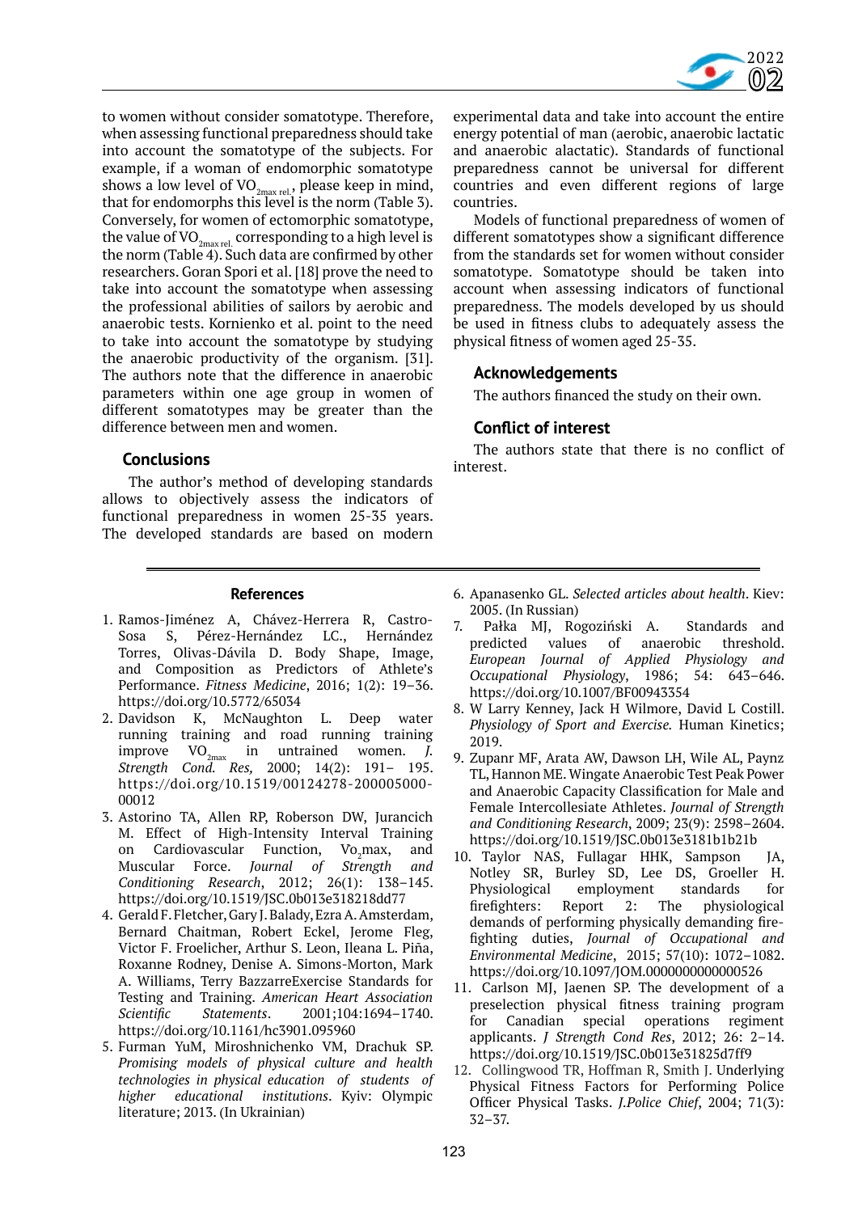to women without consider somatotype. Therefore, when assessing functional preparedness should take into account the somatotype of the subjects. For example, if a woman of endomorphic somatotype shows a low level of $VO_{2max\ rel.}$, please keep in mind, that for endomorphs this level is the norm (Table 3). Conversely, for women of ectomorphic somatotype, the value of $VO_{2max\ rel.}$ corresponding to a high level is the norm (Table 4). Such data are confirmed by other researchers. Goran Spori et al. [18] prove the need to take into account the somatotype when assessing the professional abilities of sailors by aerobic and anaerobic tests. Kornienko et al. point to the need to take into account the somatotype by studying the anaerobic productivity of the organism. [31]. The authors note that the difference in anaerobic parameters within one age group in women of different somatotypes may be greater than the difference between men and women.

## Conclusions

The author's method of developing standards allows to objectively assess the indicators of functional preparedness in women 25-35 years. The developed standards are based on modern experimental data and take into account the entire energy potential of man (aerobic, anaerobic lactatic and anaerobic alactatic). Standards of functional preparedness cannot be universal for different countries and even different regions of large countries.

Models of functional preparedness of women of different somatotypes show a significant difference from the standards set for women without consider somatotype. Somatotype should be taken into account when assessing indicators of functional preparedness. The models developed by us should be used in fitness clubs to adequately assess the physical fitness of women aged 25-35.

## Acknowledgements

The authors financed the study on their own.

## Conflict of interest

The authors state that there is no conflict of interest.

## References

1. Ramos-Jiménez A, Chávez-Herrera R, Castro-Sosa S, Pérez-Hernández LC., Hernández Torres, Olivas-Dávila D. Body Shape, Image, and Composition as Predictors of Athlete's Performance. *Fitness Medicine*, 2016; 1(2): 19–36. https://doi.org/10.5772/65034
2. Davidson K, McNaughton L. Deep water running training and road running training improve $VO_{2max}$ in untrained women. *J. Strength Cond. Res,* 2000; 14(2): 191– 195. https://doi.org/10.1519/00124278-200005000-00012
3. Astorino TA, Allen RP, Roberson DW, Jurancich M. Effect of High-Intensity Interval Training on Cardiovascular Function, $Vo_2$max, and Muscular Force. *Journal of Strength and Conditioning Research*, 2012; 26(1): 138–145. https://doi.org/10.1519/JSC.0b013e318218dd77
4. Gerald F. Fletcher, Gary J. Balady, Ezra A. Amsterdam, Bernard Chaitman, Robert Eckel, Jerome Fleg, Victor F. Froelicher, Arthur S. Leon, Ileana L. Piña, Roxanne Rodney, Denise A. Simons-Morton, Mark A. Williams, Terry BazzarreExercise Standards for Testing and Training. *American Heart Association Scientific Statements*. 2001;104:1694–1740. https://doi.org/10.1161/hc3901.095960
5. Furman YuM, Miroshnichenko VM, Drachuk SP. *Promising models of physical culture and health technologies in physical education of students of higher educational institutions*. Kyiv: Olympic literature; 2013. (In Ukrainian)
6. Apanasenko GL. *Selected articles about health*. Kiev: 2005. (In Russian)
7. Pałka MJ, Rogoziński A. Standards and predicted values of anaerobic threshold. *European Journal of Applied Physiology and Occupational Physiology*, 1986; 54: 643–646. https://doi.org/10.1007/BF00943354
8. W Larry Kenney, Jack H Wilmore, David L Costill. *Physiology of Sport and Exercise.* Human Kinetics; 2019.
9. Zupanr MF, Arata AW, Dawson LH, Wile AL, Paynz TL, Hannon ME. Wingate Anaerobic Test Peak Power and Anaerobic Capacity Classification for Male and Female Intercollesiate Athletes. *Journal of Strength and Conditioning Research*, 2009; 23(9): 2598–2604. https://doi.org/10.1519/JSC.0b013e3181b1b21b
10. Taylor NAS, Fullagar HHK, Sampson JA, Notley SR, Burley SD, Lee DS, Groeller H. Physiological employment standards for firefighters: Report 2: The physiological demands of performing physically demanding fire-fighting duties, *Journal of Occupational and Environmental Medicine*, 2015; 57(10): 1072–1082. https://doi.org/10.1097/JOM.0000000000000526
11. Carlson MJ, Jaenen SP. The development of a preselection physical fitness training program for Canadian special operations regiment applicants. *J Strength Cond Res*, 2012; 26: 2–14. https://doi.org/10.1519/JSC.0b013e31825d7ff9
12. Collingwood TR, Hoffman R, Smith J. Underlying Physical Fitness Factors for Performing Police Officer Physical Tasks. *J.Police Chief*, 2004; 71(3): 32–37.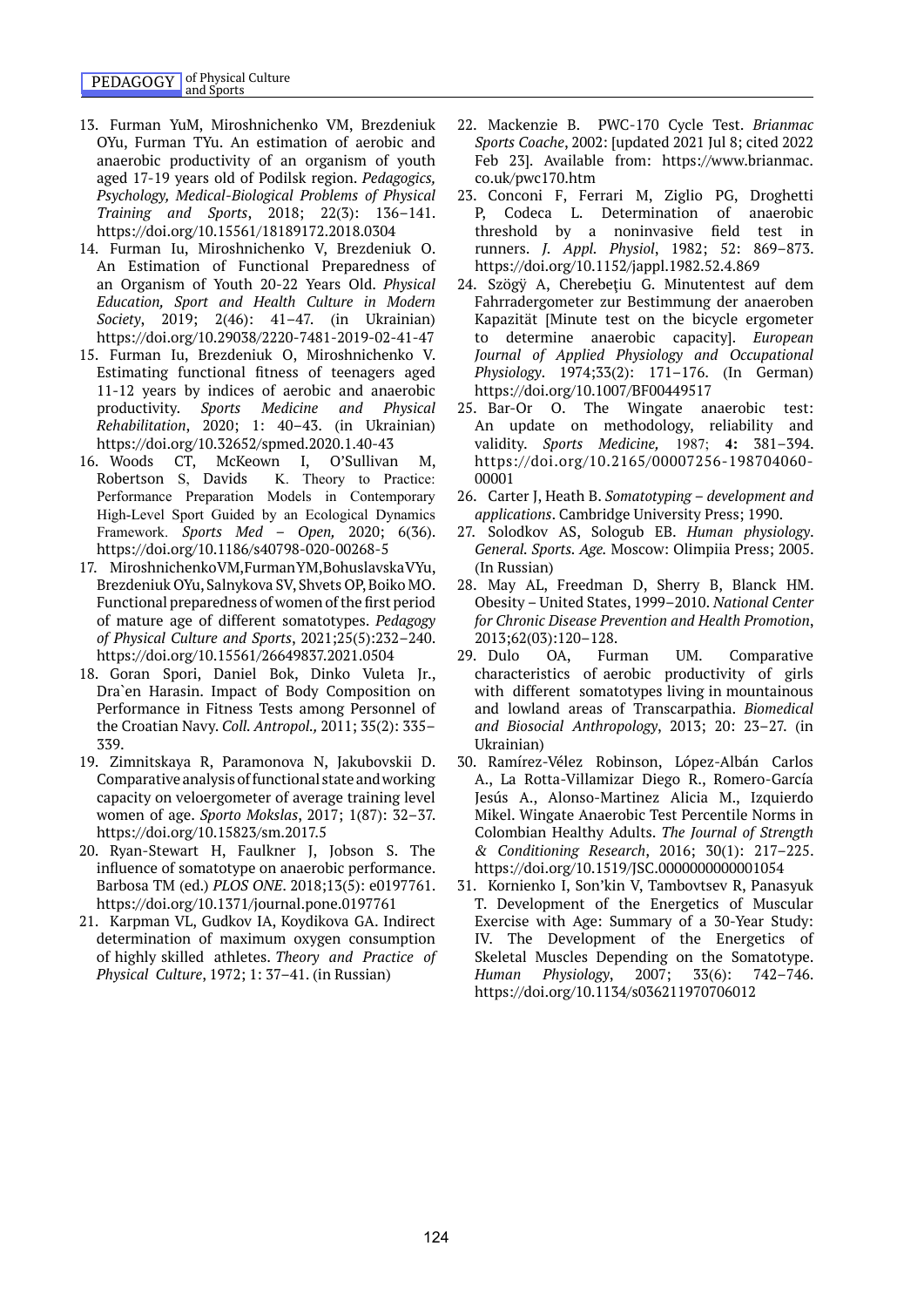13. Furman YuM, Miroshnichenko VM, Brezdeniuk OYu, Furman TYu. An estimation of aerobic and anaerobic productivity of an organism of youth aged 17-19 years old of Podilsk region. *Pedagogics, Psychology, Medical-Biological Problems of Physical Training and Sports*, 2018; 22(3): 136–141. https://doi.org/10.15561/18189172.2018.0304
14. Furman Iu, Miroshnichenko V, Brezdeniuk O. An Estimation of Functional Preparedness of an Organism of Youth 20-22 Years Old. *Physical Education, Sport and Health Culture in Modern Society*, 2019; 2(46): 41–47. (in Ukrainian) https://doi.org/10.29038/2220-7481-2019-02-41-47
15. Furman Iu, Brezdeniuk O, Miroshnichenko V. Estimating functional fitness of teenagers aged 11-12 years by indices of aerobic and anaerobic productivity. *Sports Medicine and Physical Rehabilitation*, 2020; 1: 40–43. (in Ukrainian) https://doi.org/10.32652/spmed.2020.1.40-43
16. Woods CT, McKeown I, O'Sullivan M, Robertson S, Davids K. Theory to Practice: Performance Preparation Models in Contemporary High-Level Sport Guided by an Ecological Dynamics Framework. *Sports Med – Open,* 2020; 6(36). https://doi.org/10.1186/s40798-020-00268-5
17. Miroshnichenko VM, Furman YM, Bohuslavska VYu, Brezdeniuk OYu, Salnykova SV, Shvets OP, Boiko MO. Functional preparedness of women of the first period of mature age of different somatotypes. *Pedagogy of Physical Culture and Sports*, 2021;25(5):232–240. https://doi.org/10.15561/26649837.2021.0504
18. Goran Spori, Daniel Bok, Dinko Vuleta Jr., Dra`en Harasin. Impact of Body Composition on Performance in Fitness Tests among Personnel of the Croatian Navy. *Coll. Antropol.,* 2011; 35(2): 335–339.
19. Zimnitskaya R, Paramonova N, Jakubovskii D. Comparative analysis of functional state and working capacity on veloergometer of average training level women of age. *Sporto Mokslas*, 2017; 1(87): 32–37. https://doi.org/10.15823/sm.2017.5
20. Ryan-Stewart H, Faulkner J, Jobson S. The influence of somatotype on anaerobic performance. Barbosa TM (ed.) *PLOS ONE*. 2018;13(5): e0197761. https://doi.org/10.1371/journal.pone.0197761
21. Karpman VL, Gudkov IA, Koydikova GA. Indirect determination of maximum oxygen consumption of highly skilled athletes. *Theory and Practice of Physical Culture*, 1972; 1: 37–41. (in Russian)
22. Mackenzie B. PWC-170 Cycle Test. *Brianmac Sports Coache*, 2002: [updated 2021 Jul 8; cited 2022 Feb 23]. Available from: https://www.brianmac.co.uk/pwc170.htm
23. Conconi F, Ferrari M, Ziglio PG, Droghetti P, Codeca L. Determination of anaerobic threshold by a noninvasive field test in runners. *J. Appl. Physiol*, 1982; 52: 869–873. https://doi.org/10.1152/jappl.1982.52.4.869
24. Szögÿ A, Cherebeţiu G. Minutentest auf dem Fahrradergometer zur Bestimmung der anaeroben Kapazität [Minute test on the bicycle ergometer to determine anaerobic capacity]. *European Journal of Applied Physiology and Occupational Physiology*. 1974;33(2): 171–176. (In German) https://doi.org/10.1007/BF00449517
25. Bar-Or O. The Wingate anaerobic test: An update on methodology, reliability and validity. *Sports Medicine,* 1987; **4:** 381–394. https://doi.org/10.2165/00007256-198704060-00001
26. Carter J, Heath B. *Somatotyping – development and applications*. Cambridge University Press; 1990.
27. Solodkov AS, Sologub EB. *Human physiology. General. Sports. Age.* Moscow: Olimpiia Press; 2005. (In Russian)
28. May AL, Freedman D, Sherry B, Blanck HM. Obesity – United States, 1999–2010. *National Center for Chronic Disease Prevention and Health Promotion*, 2013;62(03):120–128.
29. Dulo OA, Furman UM. Comparative characteristics of aerobic productivity of girls with different somatotypes living in mountainous and lowland areas of Transcarpathia. *Biomedical and Biosocial Anthropology*, 2013; 20: 23–27. (in Ukrainian)
30. Ramírez-Vélez Robinson, López-Albán Carlos A., La Rotta-Villamizar Diego R., Romero-García Jesús A., Alonso-Martinez Alicia M., Izquierdo Mikel. Wingate Anaerobic Test Percentile Norms in Colombian Healthy Adults. *The Journal of Strength & Conditioning Research*, 2016; 30(1): 217–225. https://doi.org/10.1519/JSC.0000000000001054
31. Kornienko I, Son'kin V, Tambovtsev R, Panasyuk T. Development of the Energetics of Muscular Exercise with Age: Summary of a 30-Year Study: IV. The Development of the Energetics of Skeletal Muscles Depending on the Somatotype. *Human Physiology*, 2007; 33(6): 742–746. https://doi.org/10.1134/s036211970706012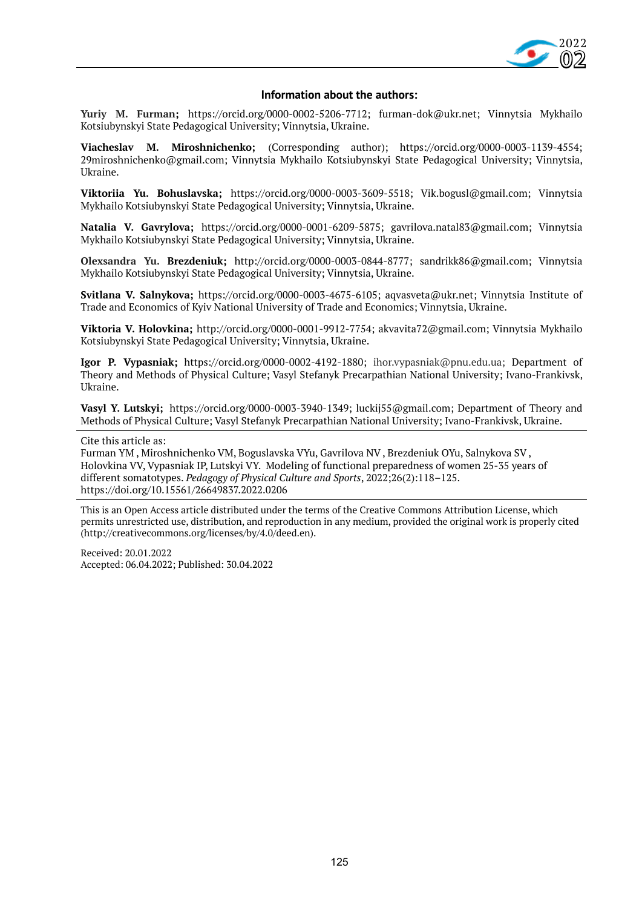### Information about the authors:

**Yuriy M. Furman;** https://orcid.org/0000-0002-5206-7712; furman-dok@ukr.net; Vinnytsia Mykhailo Kotsiubynskyi State Pedagogical University; Vinnytsia, Ukraine.

**Viacheslav M. Miroshnichenko;** (Corresponding author); https://orcid.org/0000-0003-1139-4554; 29miroshnichenko@gmail.com; Vinnytsia Mykhailo Kotsiubynskyi State Pedagogical University; Vinnytsia, Ukraine.

**Viktoriia Yu. Bohuslavska;** https://orcid.org/0000-0003-3609-5518; Vik.bogusl@gmail.com; Vinnytsia Mykhailo Kotsiubynskyi State Pedagogical University; Vinnytsia, Ukraine.

**Natalia V. Gavrylova;** https://orcid.org/0000-0001-6209-5875; gavrilova.natal83@gmail.com; Vinnytsia Mykhailo Kotsiubynskyi State Pedagogical University; Vinnytsia, Ukraine.

**Olexsandra Yu. Brezdeniuk;** http://orcid.org/0000-0003-0844-8777; sandrikk86@gmail.com; Vinnytsia Mykhailo Kotsiubynskyi State Pedagogical University; Vinnytsia, Ukraine.

**Svitlana V. Salnykova;** https://orcid.org/0000-0003-4675-6105; aqvasveta@ukr.net; Vinnytsia Institute of Trade and Economics of Kyiv National University of Trade and Economics; Vinnytsia, Ukraine.

**Viktoria V. Holovkina;** http://orcid.org/0000-0001-9912-7754; akvavita72@gmail.com; Vinnytsia Mykhailo Kotsiubynskyi State Pedagogical University; Vinnytsia, Ukraine.

**Igor P. Vypasniak;** https://orcid.org/0000-0002-4192-1880; ihor.vypasniak@pnu.edu.ua; Department of Theory and Methods of Physical Culture; Vasyl Stefanyk Precarpathian National University; Ivano-Frankivsk, Ukraine.

**Vasyl Y. Lutskyi;** https://orcid.org/0000-0003-3940-1349; luckij55@gmail.com; Department of Theory and Methods of Physical Culture; Vasyl Stefanyk Precarpathian National University; Ivano-Frankivsk, Ukraine.

---

Cite this article as:
Furman YM , Miroshnichenko VM, Boguslavska VYu, Gavrilova NV , Brezdeniuk OYu, Salnykova SV , Holovkina VV, Vypasniak IP, Lutskyi VY. Modeling of functional preparedness of women 25-35 years of different somatotypes. *Pedagogy of Physical Culture and Sports*, 2022;26(2):118–125.
https://doi.org/10.15561/26649837.2022.0206

---

This is an Open Access article distributed under the terms of the Creative Commons Attribution License, which permits unrestricted use, distribution, and reproduction in any medium, provided the original work is properly cited (http://creativecommons.org/licenses/by/4.0/deed.en).

Received: 20.01.2022
Accepted: 06.04.2022; Published: 30.04.2022